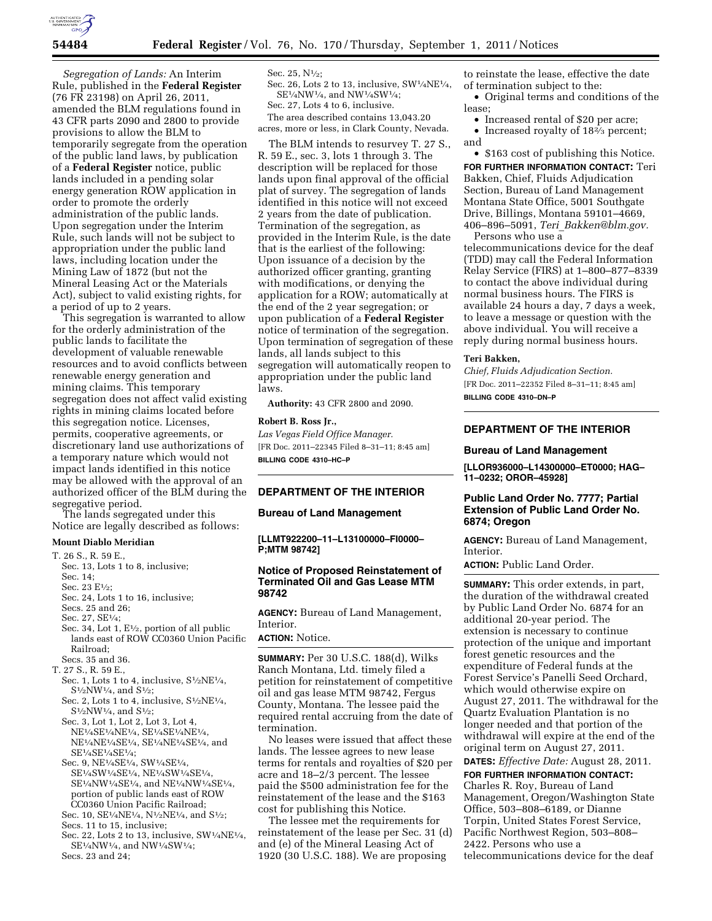*Segregation of Lands:* An Interim Rule, published in the **Federal Register** (76 FR 23198) on April 26, 2011, amended the BLM regulations found in 43 CFR parts 2090 and 2800 to provide provisions to allow the BLM to temporarily segregate from the operation of the public land laws, by publication of a **Federal Register** notice, public lands included in a pending solar energy generation ROW application in order to promote the orderly administration of the public lands. Upon segregation under the Interim Rule, such lands will not be subject to appropriation under the public land laws, including location under the Mining Law of 1872 (but not the Mineral Leasing Act or the Materials Act), subject to valid existing rights, for a period of up to 2 years.

This segregation is warranted to allow for the orderly administration of the public lands to facilitate the development of valuable renewable resources and to avoid conflicts between renewable energy generation and mining claims. This temporary segregation does not affect valid existing rights in mining claims located before this segregation notice. Licenses, permits, cooperative agreements, or discretionary land use authorizations of a temporary nature which would not impact lands identified in this notice may be allowed with the approval of an authorized officer of the BLM during the segregative period.

The lands segregated under this Notice are legally described as follows:

**Mount Diablo Meridian**

T. 26 S., R. 59 E.,
- Sec. 13, Lots 1 to 8, inclusive;
- Sec. 14;
- Sec. 23 E½;
- Sec. 24, Lots 1 to 16, inclusive;
- Secs. 25 and 26;
- Sec. 27, SE¼;
- Sec. 34, Lot 1, E½, portion of all public lands east of ROW CC0360 Union Pacific Railroad;
- Secs. 35 and 36.

T. 27 S., R. 59 E.,
- Sec. 1, Lots 1 to 4, inclusive, S½NE¼, S½NW¼, and S½;
- Sec. 2, Lots 1 to 4, inclusive, S½NE¼, S½NW¼, and S½;
- Sec. 3, Lot 1, Lot 2, Lot 3, Lot 4, NE¼SE¼NE¼, SE¼SE¼NE¼, NE¼NE¼SE¼, SE¼NE¼SE¼, and SE¼SE¼SE¼;
- Sec. 9, NE¼SE¼, SW¼SE¼, SE¼SW¼SE¼, NE¼SW¼SE¼, SE¼NW¼SE¼, and NE¼NW¼SE¼, portion of public lands east of ROW CC0360 Union Pacific Railroad;
- Sec. 10, SE¼NE¼, N½NE¼, and S½;
- Secs. 11 to 15, inclusive;
- Sec. 22, Lots 2 to 13, inclusive, SW¼NE¼, SE¼NW¼, and NW¼SW¼;
- Secs. 23 and 24;
- Sec. 25, N½;
- Sec. 26, Lots 2 to 13, inclusive, SW¼NE¼, SE¼NW¼, and NW¼SW¼;
- Sec. 27, Lots 4 to 6, inclusive.

The area described contains 13,043.20 acres, more or less, in Clark County, Nevada.

The BLM intends to resurvey T. 27 S., R. 59 E., sec. 3, lots 1 through 3. The description will be replaced for those lands upon final approval of the official plat of survey. The segregation of lands identified in this notice will not exceed 2 years from the date of publication. Termination of the segregation, as provided in the Interim Rule, is the date that is the earliest of the following: Upon issuance of a decision by the authorized officer granting, granting with modifications, or denying the application for a ROW; automatically at the end of the 2 year segregation; or upon publication of a **Federal Register** notice of termination of the segregation. Upon termination of segregation of these lands, all lands subject to this segregation will automatically reopen to appropriation under the public land laws.

**Authority:** 43 CFR 2800 and 2090.

**Robert B. Ross Jr.,**

*Las Vegas Field Office Manager.*

[FR Doc. 2011–22345 Filed 8–31–11; 8:45 am]

**BILLING CODE 4310–HC–P**

## DEPARTMENT OF THE INTERIOR

### Bureau of Land Management

**[LLMT922200–11–L13100000–FI0000–P;MTM 98742]**

### Notice of Proposed Reinstatement of Terminated Oil and Gas Lease MTM 98742

**AGENCY:** Bureau of Land Management, Interior.

**ACTION:** Notice.

**SUMMARY:** Per 30 U.S.C. 188(d), Wilks Ranch Montana, Ltd. timely filed a petition for reinstatement of competitive oil and gas lease MTM 98742, Fergus County, Montana. The lessee paid the required rental accruing from the date of termination.

No leases were issued that affect these lands. The lessee agrees to new lease terms for rentals and royalties of $20 per acre and 18–2/3 percent. The lessee paid the $500 administration fee for the reinstatement of the lease and the $163 cost for publishing this Notice.

The lessee met the requirements for reinstatement of the lease per Sec. 31 (d) and (e) of the Mineral Leasing Act of 1920 (30 U.S.C. 188). We are proposing to reinstate the lease, effective the date of termination subject to the:

- Original terms and conditions of the lease;
- Increased rental of $20 per acre;
- Increased royalty of 18⅔ percent; and
- $163 cost of publishing this Notice.

**FOR FURTHER INFORMATION CONTACT:** Teri Bakken, Chief, Fluids Adjudication Section, Bureau of Land Management Montana State Office, 5001 Southgate Drive, Billings, Montana 59101–4669, 406–896–5091, *Teri_Bakken@blm.gov.*

Persons who use a telecommunications device for the deaf (TDD) may call the Federal Information Relay Service (FIRS) at 1–800–877–8339 to contact the above individual during normal business hours. The FIRS is available 24 hours a day, 7 days a week, to leave a message or question with the above individual. You will receive a reply during normal business hours.

**Teri Bakken,**

*Chief, Fluids Adjudication Section.*

[FR Doc. 2011–22352 Filed 8–31–11; 8:45 am]

**BILLING CODE 4310–DN–P**

## DEPARTMENT OF THE INTERIOR

### Bureau of Land Management

**[LLOR936000–L14300000–ET0000; HAG–11–0232; OROR–45928]**

### Public Land Order No. 7777; Partial Extension of Public Land Order No. 6874; Oregon

**AGENCY:** Bureau of Land Management, Interior.

**ACTION:** Public Land Order.

**SUMMARY:** This order extends, in part, the duration of the withdrawal created by Public Land Order No. 6874 for an additional 20-year period. The extension is necessary to continue protection of the unique and important forest genetic resources and the expenditure of Federal funds at the Forest Service's Panelli Seed Orchard, which would otherwise expire on August 27, 2011. The withdrawal for the Quartz Evaluation Plantation is no longer needed and that portion of the withdrawal will expire at the end of the original term on August 27, 2011.

**DATES:** *Effective Date:* August 28, 2011.

**FOR FURTHER INFORMATION CONTACT:** Charles R. Roy, Bureau of Land Management, Oregon/Washington State Office, 503–808–6189, or Dianne Torpin, United States Forest Service, Pacific Northwest Region, 503–808–2422. Persons who use a telecommunications device for the deaf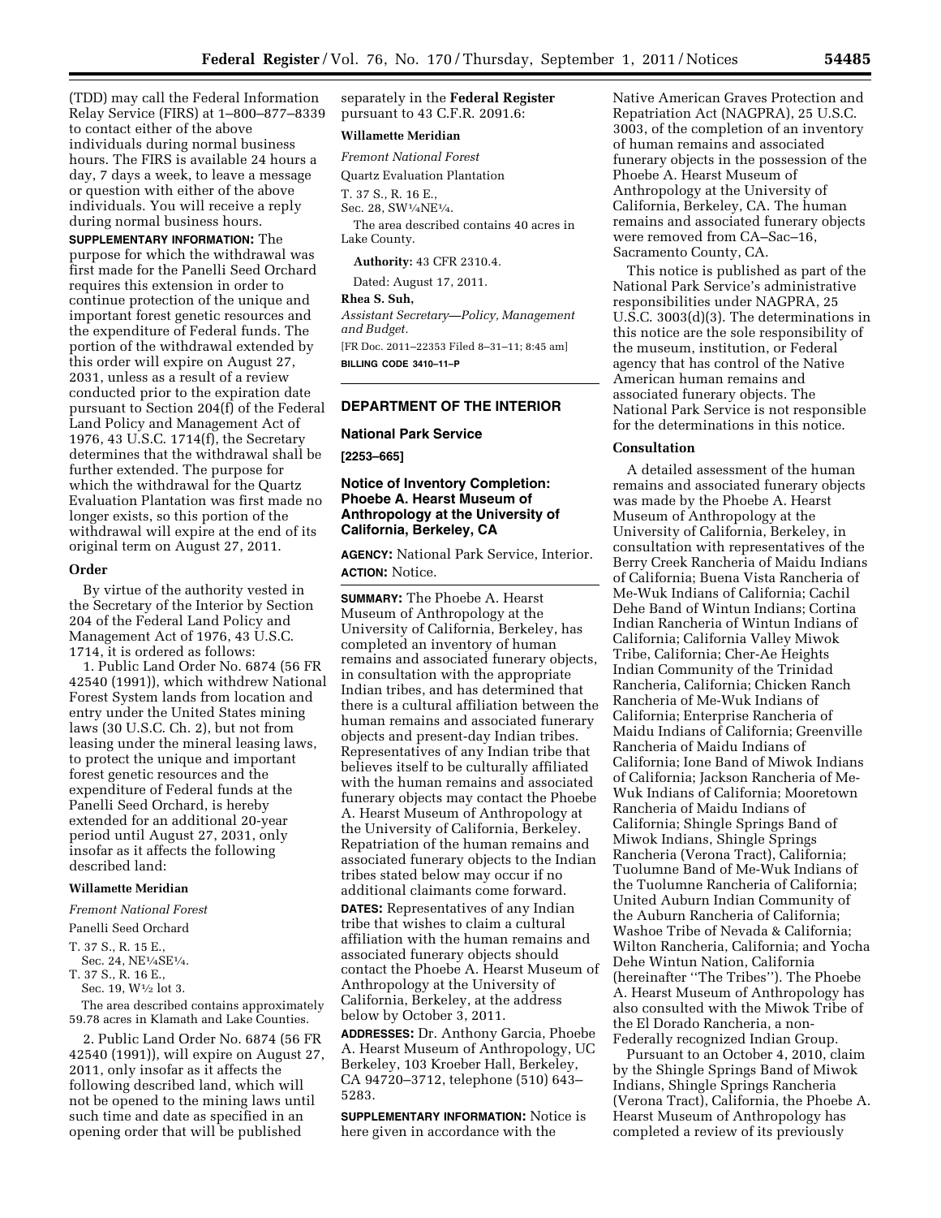(TDD) may call the Federal Information Relay Service (FIRS) at 1–800–877–8339 to contact either of the above individuals during normal business hours. The FIRS is available 24 hours a day, 7 days a week, to leave a message or question with either of the above individuals. You will receive a reply during normal business hours.

**SUPPLEMENTARY INFORMATION:** The purpose for which the withdrawal was first made for the Panelli Seed Orchard requires this extension in order to continue protection of the unique and important forest genetic resources and the expenditure of Federal funds. The portion of the withdrawal extended by this order will expire on August 27, 2031, unless as a result of a review conducted prior to the expiration date pursuant to Section 204(f) of the Federal Land Policy and Management Act of 1976, 43 U.S.C. 1714(f), the Secretary determines that the withdrawal shall be further extended. The purpose for which the withdrawal for the Quartz Evaluation Plantation was first made no longer exists, so this portion of the withdrawal will expire at the end of its original term on August 27, 2011.

### Order

By virtue of the authority vested in the Secretary of the Interior by Section 204 of the Federal Land Policy and Management Act of 1976, 43 U.S.C. 1714, it is ordered as follows:

1. Public Land Order No. 6874 (56 FR 42540 (1991)), which withdrew National Forest System lands from location and entry under the United States mining laws (30 U.S.C. Ch. 2), but not from leasing under the mineral leasing laws, to protect the unique and important forest genetic resources and the expenditure of Federal funds at the Panelli Seed Orchard, is hereby extended for an additional 20-year period until August 27, 2031, only insofar as it affects the following described land:

**Willamette Meridian**

*Fremont National Forest*

Panelli Seed Orchard

T. 37 S., R. 15 E.,
Sec. 24, NE¼SE¼.
T. 37 S., R. 16 E.,
Sec. 19, W½ lot 3.

The area described contains approximately 59.78 acres in Klamath and Lake Counties.

2. Public Land Order No. 6874 (56 FR 42540 (1991)), will expire on August 27, 2011, only insofar as it affects the following described land, which will not be opened to the mining laws until such time and date as specified in an opening order that will be published separately in the **Federal Register** pursuant to 43 C.F.R. 2091.6:

**Willamette Meridian**

*Fremont National Forest*

Quartz Evaluation Plantation

T. 37 S., R. 16 E.,
Sec. 28, SW¼NE¼.

The area described contains 40 acres in Lake County.

**Authority:** 43 CFR 2310.4.

Dated: August 17, 2011.

**Rhea S. Suh,**

*Assistant Secretary—Policy, Management and Budget.*

[FR Doc. 2011–22353 Filed 8–31–11; 8:45 am]

**BILLING CODE 3410–11–P**

## DEPARTMENT OF THE INTERIOR

### National Park Service

**[2253–665]**

### Notice of Inventory Completion: Phoebe A. Hearst Museum of Anthropology at the University of California, Berkeley, CA

**AGENCY:** National Park Service, Interior.

**ACTION:** Notice.

**SUMMARY:** The Phoebe A. Hearst Museum of Anthropology at the University of California, Berkeley, has completed an inventory of human remains and associated funerary objects, in consultation with the appropriate Indian tribes, and has determined that there is a cultural affiliation between the human remains and associated funerary objects and present-day Indian tribes. Representatives of any Indian tribe that believes itself to be culturally affiliated with the human remains and associated funerary objects may contact the Phoebe A. Hearst Museum of Anthropology at the University of California, Berkeley. Repatriation of the human remains and associated funerary objects to the Indian tribes stated below may occur if no additional claimants come forward.

**DATES:** Representatives of any Indian tribe that wishes to claim a cultural affiliation with the human remains and associated funerary objects should contact the Phoebe A. Hearst Museum of Anthropology at the University of California, Berkeley, at the address below by October 3, 2011.

**ADDRESSES:** Dr. Anthony Garcia, Phoebe A. Hearst Museum of Anthropology, UC Berkeley, 103 Kroeber Hall, Berkeley, CA 94720–3712, telephone (510) 643–5283.

**SUPPLEMENTARY INFORMATION:** Notice is here given in accordance with the Native American Graves Protection and Repatriation Act (NAGPRA), 25 U.S.C. 3003, of the completion of an inventory of human remains and associated funerary objects in the possession of the Phoebe A. Hearst Museum of Anthropology at the University of California, Berkeley, CA. The human remains and associated funerary objects were removed from CA–Sac–16, Sacramento County, CA.

This notice is published as part of the National Park Service's administrative responsibilities under NAGPRA, 25 U.S.C. 3003(d)(3). The determinations in this notice are the sole responsibility of the museum, institution, or Federal agency that has control of the Native American human remains and associated funerary objects. The National Park Service is not responsible for the determinations in this notice.

### Consultation

A detailed assessment of the human remains and associated funerary objects was made by the Phoebe A. Hearst Museum of Anthropology at the University of California, Berkeley, in consultation with representatives of the Berry Creek Rancheria of Maidu Indians of California; Buena Vista Rancheria of Me-Wuk Indians of California; Cachil Dehe Band of Wintun Indians; Cortina Indian Rancheria of Wintun Indians of California; California Valley Miwok Tribe, California; Cher-Ae Heights Indian Community of the Trinidad Rancheria, California; Chicken Ranch Rancheria of Me-Wuk Indians of California; Enterprise Rancheria of Maidu Indians of California; Greenville Rancheria of Maidu Indians of California; Ione Band of Miwok Indians of California; Jackson Rancheria of Me-Wuk Indians of California; Mooretown Rancheria of Maidu Indians of California; Shingle Springs Band of Miwok Indians, Shingle Springs Rancheria (Verona Tract), California; Tuolumne Band of Me-Wuk Indians of the Tuolumne Rancheria of California; United Auburn Indian Community of the Auburn Rancheria of California; Washoe Tribe of Nevada & California; Wilton Rancheria, California; and Yocha Dehe Wintun Nation, California (hereinafter "The Tribes"). The Phoebe A. Hearst Museum of Anthropology has also consulted with the Miwok Tribe of the El Dorado Rancheria, a non-Federally recognized Indian Group.

Pursuant to an October 4, 2010, claim by the Shingle Springs Band of Miwok Indians, Shingle Springs Rancheria (Verona Tract), California, the Phoebe A. Hearst Museum of Anthropology has completed a review of its previously